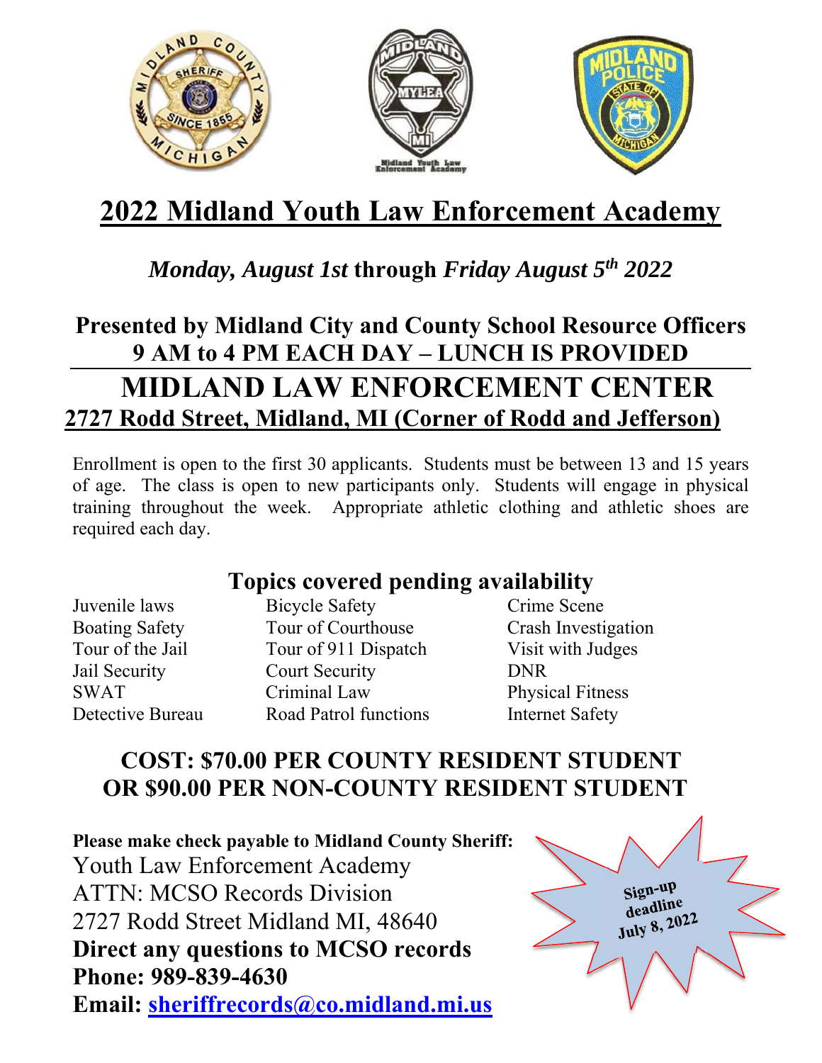# 2022 Midland Youth Law Enforcement Academy

***Monday, August 1st*** **through** ***Friday August 5th 2022***

## Presented by Midland City and County School Resource Officers
## 9 AM to 4 PM EACH DAY – LUNCH IS PROVIDED

# MIDLAND LAW ENFORCEMENT CENTER

## 2727 Rodd Street, Midland, MI (Corner of Rodd and Jefferson)

Enrollment is open to the first 30 applicants. Students must be between 13 and 15 years of age. The class is open to new participants only. Students will engage in physical training throughout the week. Appropriate athletic clothing and athletic shoes are required each day.

## Topics covered pending availability

- Juvenile laws
- Boating Safety
- Tour of the Jail
- Jail Security
- SWAT
- Detective Bureau
- Bicycle Safety
- Tour of Courthouse
- Tour of 911 Dispatch
- Court Security
- Criminal Law
- Road Patrol functions
- Crime Scene
- Crash Investigation
- Visit with Judges
- DNR
- Physical Fitness
- Internet Safety

## COST: $70.00 PER COUNTY RESIDENT STUDENT OR $90.00 PER NON-COUNTY RESIDENT STUDENT

**Please make check payable to Midland County Sheriff:**
Youth Law Enforcement Academy
ATTN: MCSO Records Division
2727 Rodd Street Midland MI, 48640
**Direct any questions to MCSO records**
**Phone: 989-839-4630**
**Email: sheriffrecords@co.midland.mi.us**

**Sign-up deadline July 8, 2022**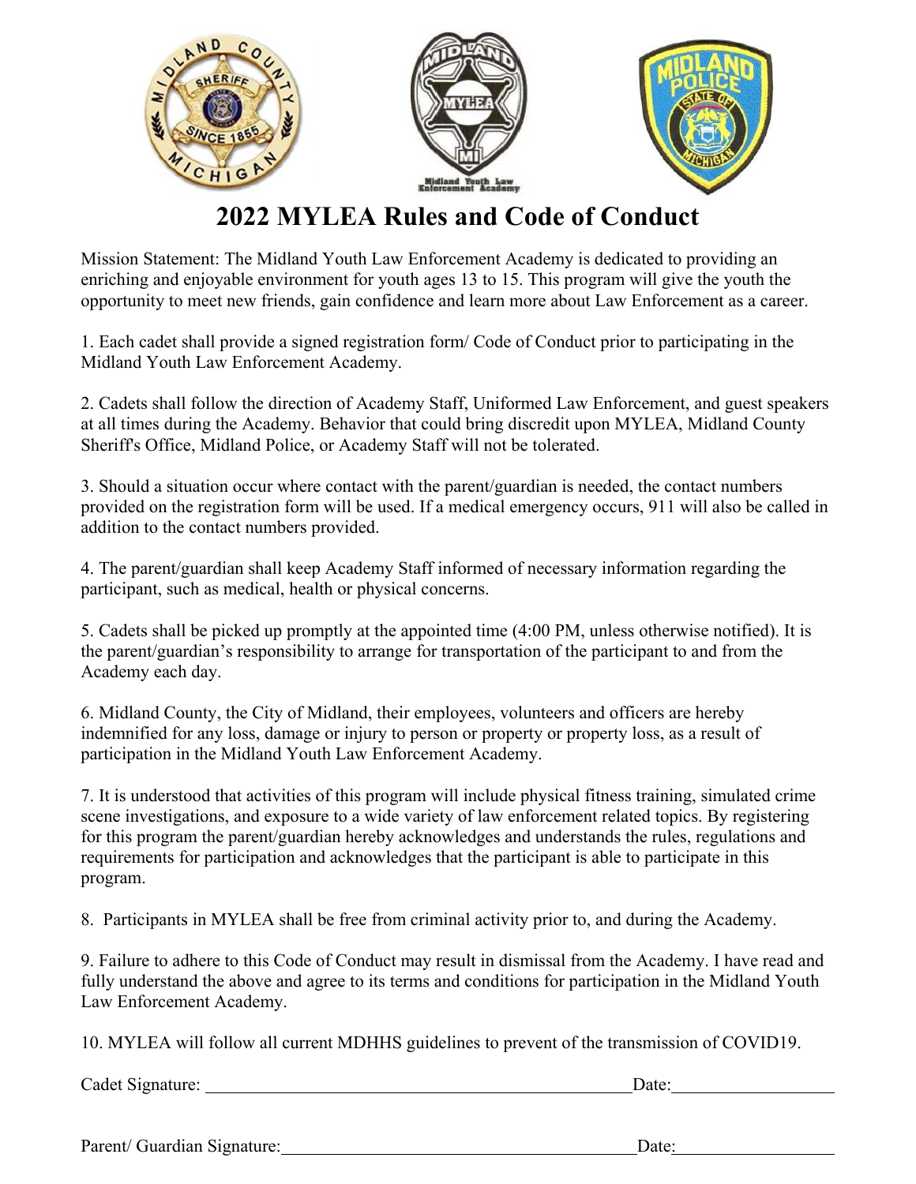# 2022 MYLEA Rules and Code of Conduct

Mission Statement: The Midland Youth Law Enforcement Academy is dedicated to providing an enriching and enjoyable environment for youth ages 13 to 15. This program will give the youth the opportunity to meet new friends, gain confidence and learn more about Law Enforcement as a career.

1. Each cadet shall provide a signed registration form/ Code of Conduct prior to participating in the Midland Youth Law Enforcement Academy.

2. Cadets shall follow the direction of Academy Staff, Uniformed Law Enforcement, and guest speakers at all times during the Academy. Behavior that could bring discredit upon MYLEA, Midland County Sheriff's Office, Midland Police, or Academy Staff will not be tolerated.

3. Should a situation occur where contact with the parent/guardian is needed, the contact numbers provided on the registration form will be used. If a medical emergency occurs, 911 will also be called in addition to the contact numbers provided.

4. The parent/guardian shall keep Academy Staff informed of necessary information regarding the participant, such as medical, health or physical concerns.

5. Cadets shall be picked up promptly at the appointed time (4:00 PM, unless otherwise notified). It is the parent/guardian's responsibility to arrange for transportation of the participant to and from the Academy each day.

6. Midland County, the City of Midland, their employees, volunteers and officers are hereby indemnified for any loss, damage or injury to person or property or property loss, as a result of participation in the Midland Youth Law Enforcement Academy.

7. It is understood that activities of this program will include physical fitness training, simulated crime scene investigations, and exposure to a wide variety of law enforcement related topics. By registering for this program the parent/guardian hereby acknowledges and understands the rules, regulations and requirements for participation and acknowledges that the participant is able to participate in this program.

8. Participants in MYLEA shall be free from criminal activity prior to, and during the Academy.

9. Failure to adhere to this Code of Conduct may result in dismissal from the Academy. I have read and fully understand the above and agree to its terms and conditions for participation in the Midland Youth Law Enforcement Academy.

10. MYLEA will follow all current MDHHS guidelines to prevent of the transmission of COVID19.

Cadet Signature: ______________________________ Date: ______________

Parent/ Guardian Signature: ______________________________ Date: ______________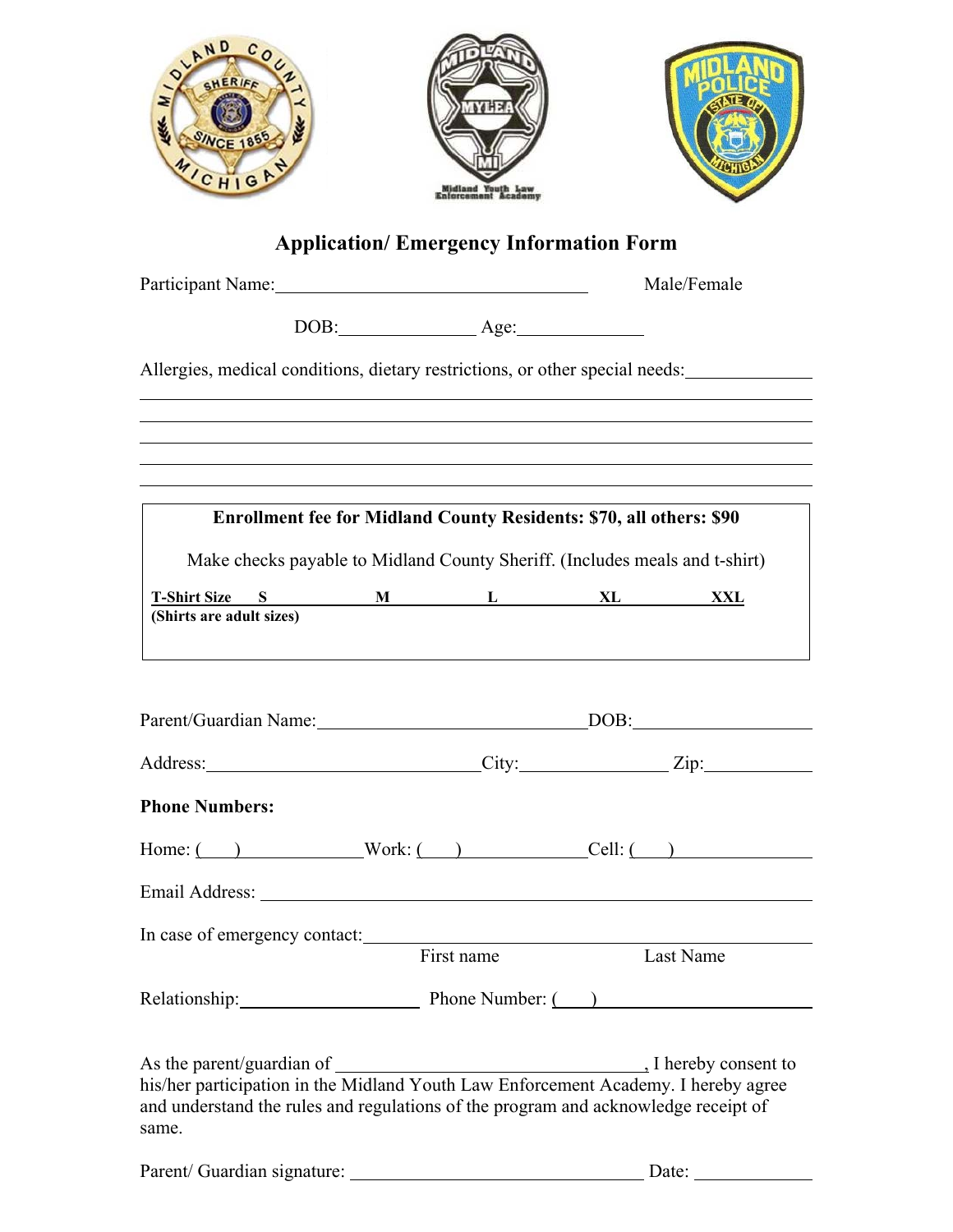# Application/ Emergency Information Form

Participant Name:_________________________________ Male/Female

DOB:_______________ Age:_____________

Allergies, medical conditions, dietary restrictions, or other special needs:_____________

_______________________________________________________________________________

_______________________________________________________________________________

_______________________________________________________________________________

_______________________________________________________________________________

_______________________________________________________________________________

**Enrollment fee for Midland County Residents: $70, all others: $90**

Make checks payable to Midland County Sheriff. (Includes meals and t-shirt)

**T-Shirt Size S M L XL XXL**
**(Shirts are adult sizes)**

Parent/Guardian Name:_____________________________DOB:___________________

Address:______________________________City:________________ Zip:___________

**Phone Numbers:**

Home: (___)_____________Work: (___)_____________Cell: (___)_______________

Email Address: ____________________________________________________________

In case of emergency contact:_______________________________________________

First name Last Name

Relationship:___________________ Phone Number: (___)_______________________

As the parent/guardian of _________________________________, I hereby consent to his/her participation in the Midland Youth Law Enforcement Academy. I hereby agree and understand the rules and regulations of the program and acknowledge receipt of same.

Parent/ Guardian signature: _________________________________ Date: ____________